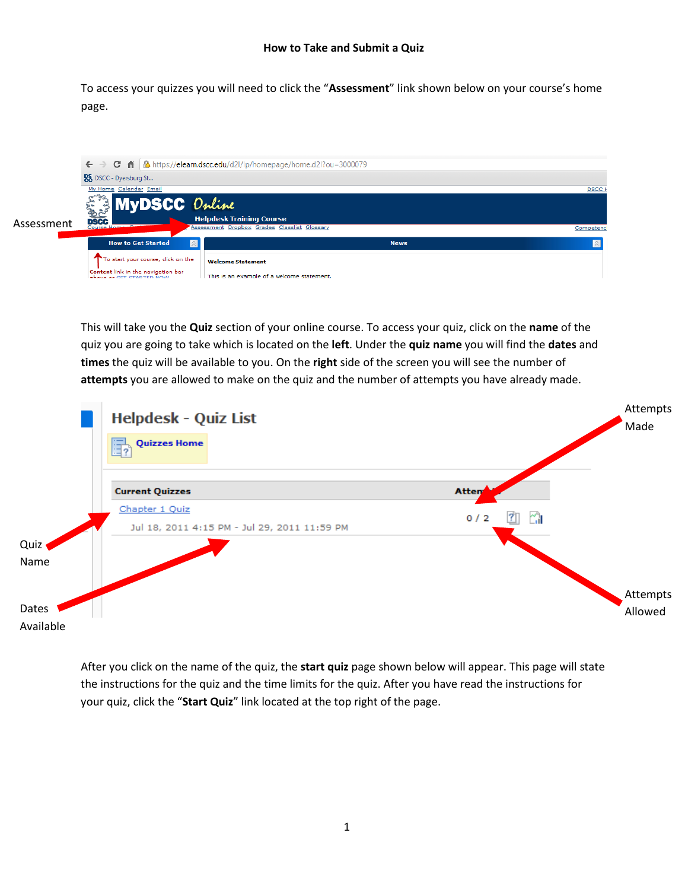# How to Take and Submit a Quiz

To access your quizzes you will need to click the "**Assessment**" link shown below on your course's home page.

This will take you the **Quiz** section of your online course. To access your quiz, click on the **name** of the quiz you are going to take which is located on the **left**. Under the **quiz name** you will find the **dates** and **times** the quiz will be available to you. On the **right** side of the screen you will see the number of **attempts** you are allowed to make on the quiz and the number of attempts you have already made.

After you click on the name of the quiz, the **start quiz** page shown below will appear. This page will state the instructions for the quiz and the time limits for the quiz. After you have read the instructions for your quiz, click the "**Start Quiz**" link located at the top right of the page.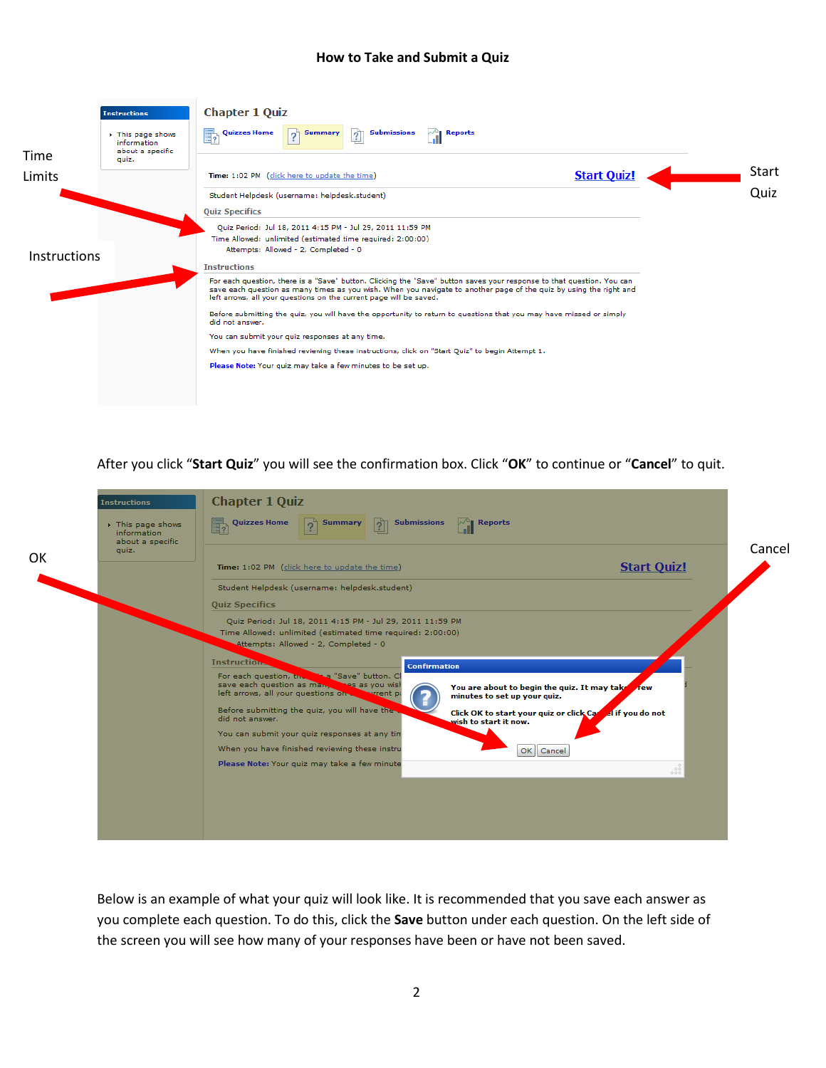# How to Take and Submit a Quiz

Time Limits

Instructions

Start Quiz

**Chapter 1 Quiz**

Quizzes Home | Summary | Submissions | Reports

**Time:** 1:02 PM (click here to update the time) **Start Quiz!**

Student Helpdesk (username: helpdesk.student)

**Quiz Specifics**

Quiz Period: Jul 18, 2011 4:15 PM - Jul 29, 2011 11:59 PM
Time Allowed: unlimited (estimated time required: 2:00:00)
Attempts: Allowed - 2, Completed - 0

**Instructions**

For each question, there is a "Save" button. Clicking the "Save" button saves your response to that question. You can save each question as many times as you wish. When you navigate to another page of the quiz by using the right and left arrows, all your questions on the current page will be saved.

Before submitting the quiz, you will have the opportunity to return to questions that you may have missed or simply did not answer.

You can submit your quiz responses at any time.

When you have finished reviewing these instructions, click on "Start Quiz" to begin Attempt 1.

Please Note: Your quiz may take a few minutes to be set up.

After you click "**Start Quiz**" you will see the confirmation box. Click "**OK**" to continue or "**Cancel**" to quit.

OK

Cancel

**Confirmation**

You are about to begin the quiz. It may take a few minutes to set up your quiz.

Click OK to start your quiz or click Cancel if you do not wish to start it now.

OK | Cancel

Below is an example of what your quiz will look like. It is recommended that you save each answer as you complete each question. To do this, click the **Save** button under each question. On the left side of the screen you will see how many of your responses have been or have not been saved.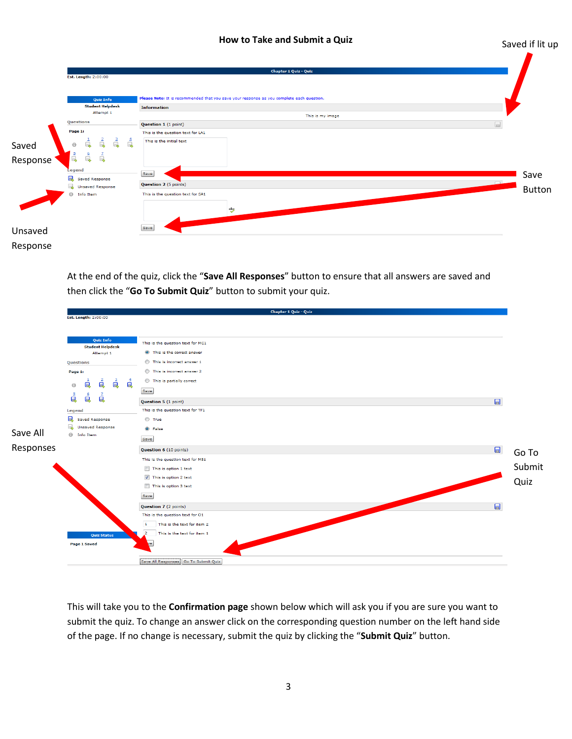**How to Take and Submit a Quiz**

Saved if lit up

Saved Response

Save Button

Unsaved Response

At the end of the quiz, click the "**Save All Responses**" button to ensure that all answers are saved and then click the "**Go To Submit Quiz**" button to submit your quiz.

Save All Responses

Go To Submit Quiz

This will take you to the **Confirmation page** shown below which will ask you if you are sure you want to submit the quiz. To change an answer click on the corresponding question number on the left hand side of the page. If no change is necessary, submit the quiz by clicking the "**Submit Quiz**" button.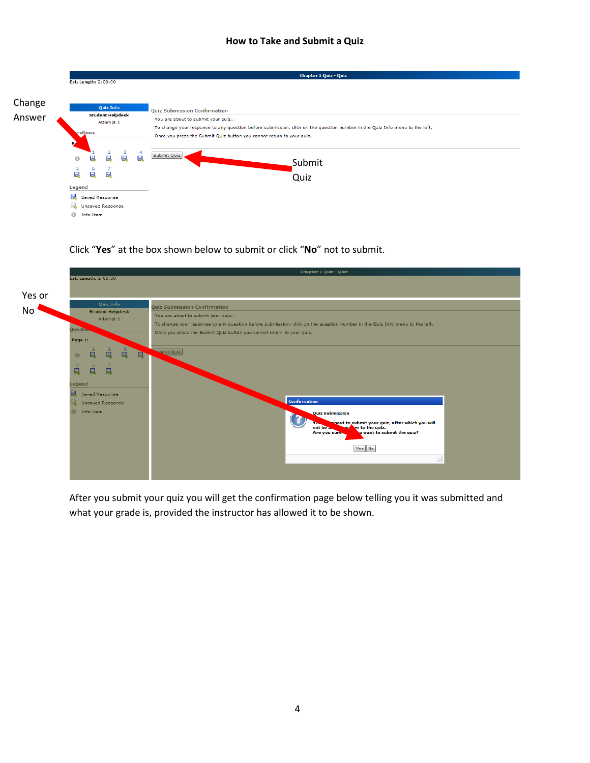# How to Take and Submit a Quiz

Change Answer

Submit Quiz

Click "**Yes**" at the box shown below to submit or click "**No**" not to submit.

Yes or No

After you submit your quiz you will get the confirmation page below telling you it was submitted and what your grade is, provided the instructor has allowed it to be shown.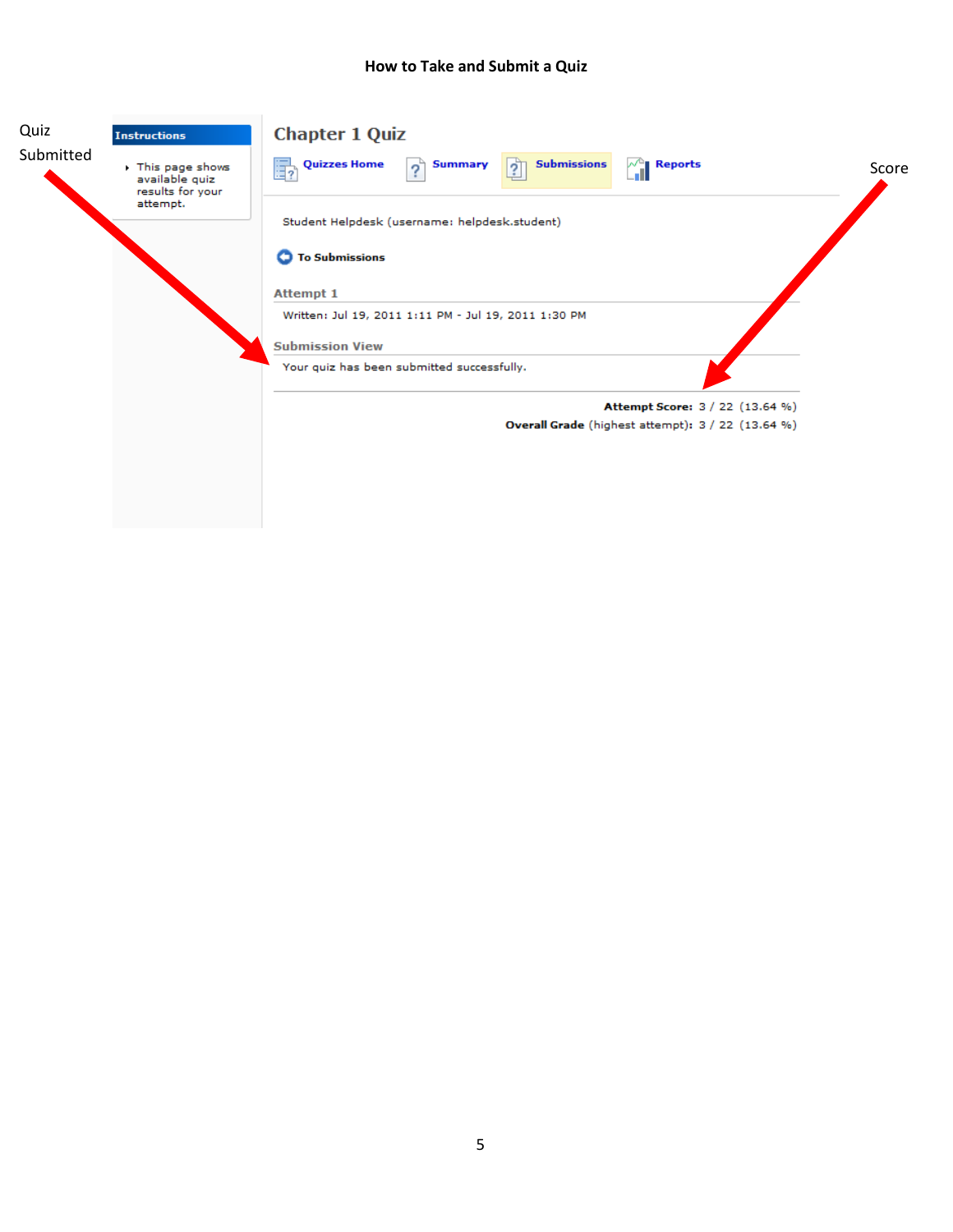**How to Take and Submit a Quiz**

Quiz Submitted

Instructions

- This page shows available quiz results for your attempt.

## Chapter 1 Quiz

Quizzes Home | Summary | Submissions | Reports

Score

Student Helpdesk (username: helpdesk.student)

To Submissions

Attempt 1

Written: Jul 19, 2011 1:11 PM - Jul 19, 2011 1:30 PM

Submission View

Your quiz has been submitted successfully.

**Attempt Score:** 3 / 22 (13.64 %)

**Overall Grade** (highest attempt): 3 / 22 (13.64 %)